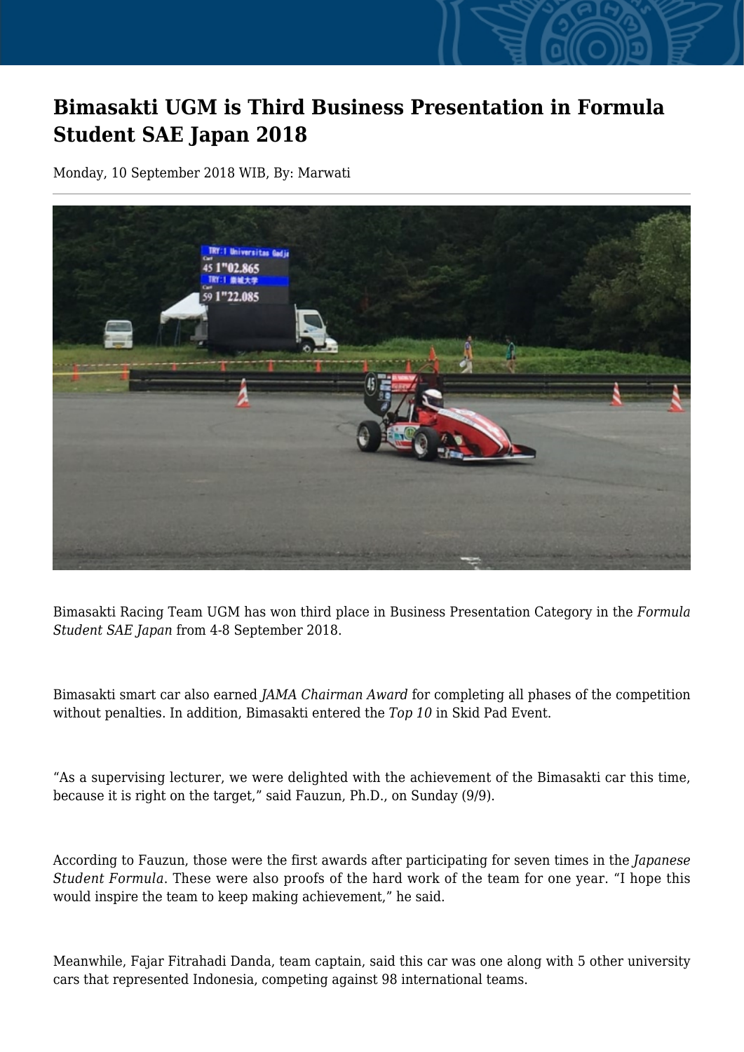# Bimasakti UGM is Third Business Presentation in Formula Student SAE Japan 2018

Monday, 10 September 2018 WIB, By: Marwati

Bimasakti Racing Team UGM has won third place in Business Presentation Category in the *Formula Student SAE Japan* from 4-8 September 2018.

Bimasakti smart car also earned *JAMA Chairman Award* for completing all phases of the competition without penalties. In addition, Bimasakti entered the *Top 10* in Skid Pad Event.

“As a supervising lecturer, we were delighted with the achievement of the Bimasakti car this time, because it is right on the target,” said Fauzun, Ph.D., on Sunday (9/9).

According to Fauzun, those were the first awards after participating for seven times in the *Japanese Student Formula*. These were also proofs of the hard work of the team for one year. “I hope this would inspire the team to keep making achievement,” he said.

Meanwhile, Fajar Fitrahadi Danda, team captain, said this car was one along with 5 other university cars that represented Indonesia, competing against 98 international teams.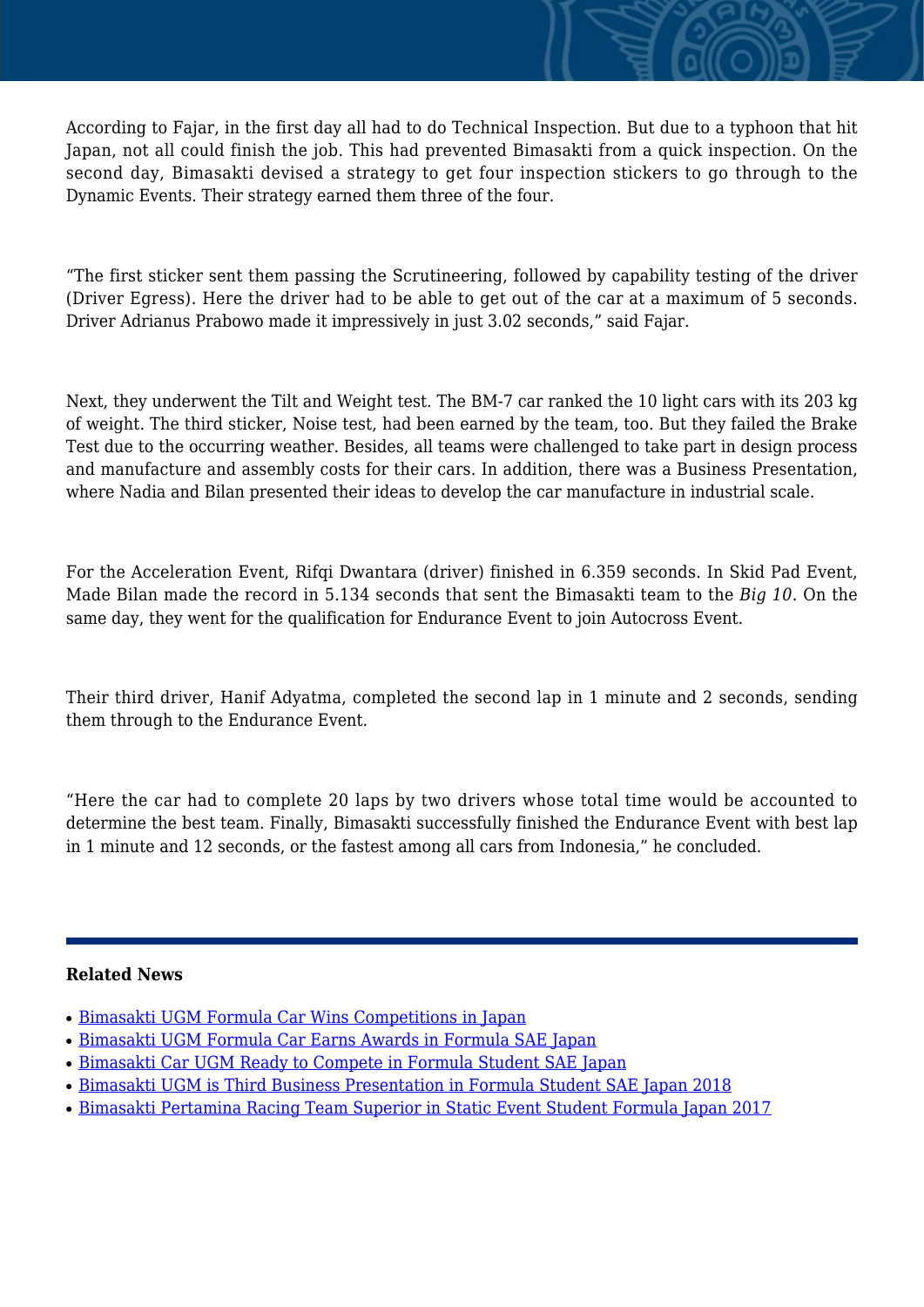According to Fajar, in the first day all had to do Technical Inspection. But due to a typhoon that hit Japan, not all could finish the job. This had prevented Bimasakti from a quick inspection. On the second day, Bimasakti devised a strategy to get four inspection stickers to go through to the Dynamic Events. Their strategy earned them three of the four.

"The first sticker sent them passing the Scrutineering, followed by capability testing of the driver (Driver Egress). Here the driver had to be able to get out of the car at a maximum of 5 seconds. Driver Adrianus Prabowo made it impressively in just 3.02 seconds," said Fajar.

Next, they underwent the Tilt and Weight test. The BM-7 car ranked the 10 light cars with its 203 kg of weight. The third sticker, Noise test, had been earned by the team, too. But they failed the Brake Test due to the occurring weather. Besides, all teams were challenged to take part in design process and manufacture and assembly costs for their cars. In addition, there was a Business Presentation, where Nadia and Bilan presented their ideas to develop the car manufacture in industrial scale.

For the Acceleration Event, Rifqi Dwantara (driver) finished in 6.359 seconds. In Skid Pad Event, Made Bilan made the record in 5.134 seconds that sent the Bimasakti team to the *Big 10*. On the same day, they went for the qualification for Endurance Event to join Autocross Event.

Their third driver, Hanif Adyatma, completed the second lap in 1 minute and 2 seconds, sending them through to the Endurance Event.

"Here the car had to complete 20 laps by two drivers whose total time would be accounted to determine the best team. Finally, Bimasakti successfully finished the Endurance Event with best lap in 1 minute and 12 seconds, or the fastest among all cars from Indonesia," he concluded.

---

**Related News**

- Bimasakti UGM Formula Car Wins Competitions in Japan
- Bimasakti UGM Formula Car Earns Awards in Formula SAE Japan
- Bimasakti Car UGM Ready to Compete in Formula Student SAE Japan
- Bimasakti UGM is Third Business Presentation in Formula Student SAE Japan 2018
- Bimasakti Pertamina Racing Team Superior in Static Event Student Formula Japan 2017